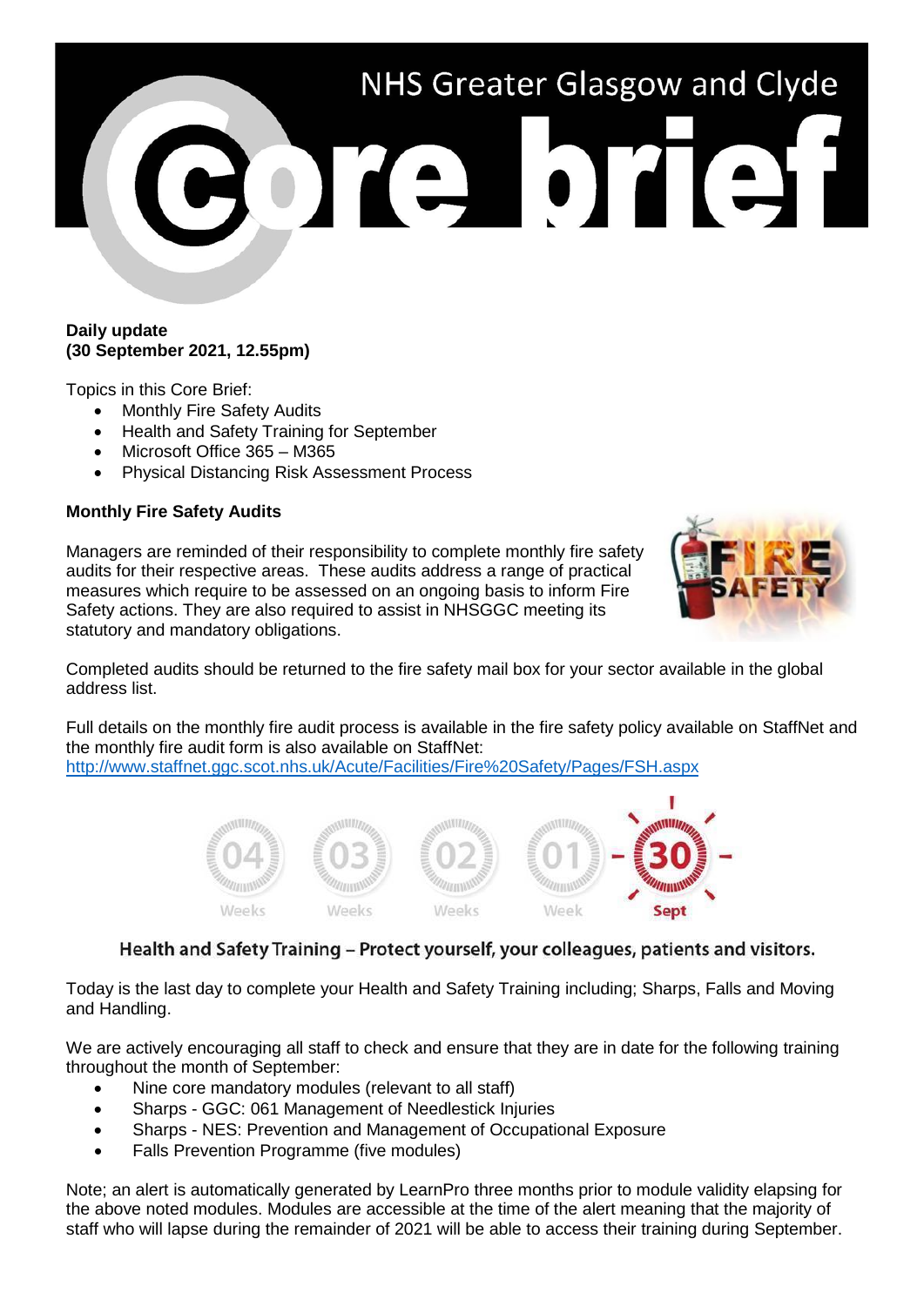# NHS Greater Glasgow and Clyde Core brief

**Daily update**
**(30 September 2021, 12.55pm)**

Topics in this Core Brief:

- Monthly Fire Safety Audits
- Health and Safety Training for September
- Microsoft Office 365 – M365
- Physical Distancing Risk Assessment Process

**Monthly Fire Safety Audits**

Managers are reminded of their responsibility to complete monthly fire safety audits for their respective areas. These audits address a range of practical measures which require to be assessed on an ongoing basis to inform Fire Safety actions. They are also required to assist in NHSGGC meeting its statutory and mandatory obligations.

Completed audits should be returned to the fire safety mail box for your sector available in the global address list.

Full details on the monthly fire audit process is available in the fire safety policy available on StaffNet and the monthly fire audit form is also available on StaffNet:
http://www.staffnet.ggc.scot.nhs.uk/Acute/Facilities/Fire%20Safety/Pages/FSH.aspx

**Health and Safety Training – Protect yourself, your colleagues, patients and visitors.**

Today is the last day to complete your Health and Safety Training including; Sharps, Falls and Moving and Handling.

We are actively encouraging all staff to check and ensure that they are in date for the following training throughout the month of September:

- Nine core mandatory modules (relevant to all staff)
- Sharps - GGC: 061 Management of Needlestick Injuries
- Sharps - NES: Prevention and Management of Occupational Exposure
- Falls Prevention Programme (five modules)

Note; an alert is automatically generated by LearnPro three months prior to module validity elapsing for the above noted modules. Modules are accessible at the time of the alert meaning that the majority of staff who will lapse during the remainder of 2021 will be able to access their training during September.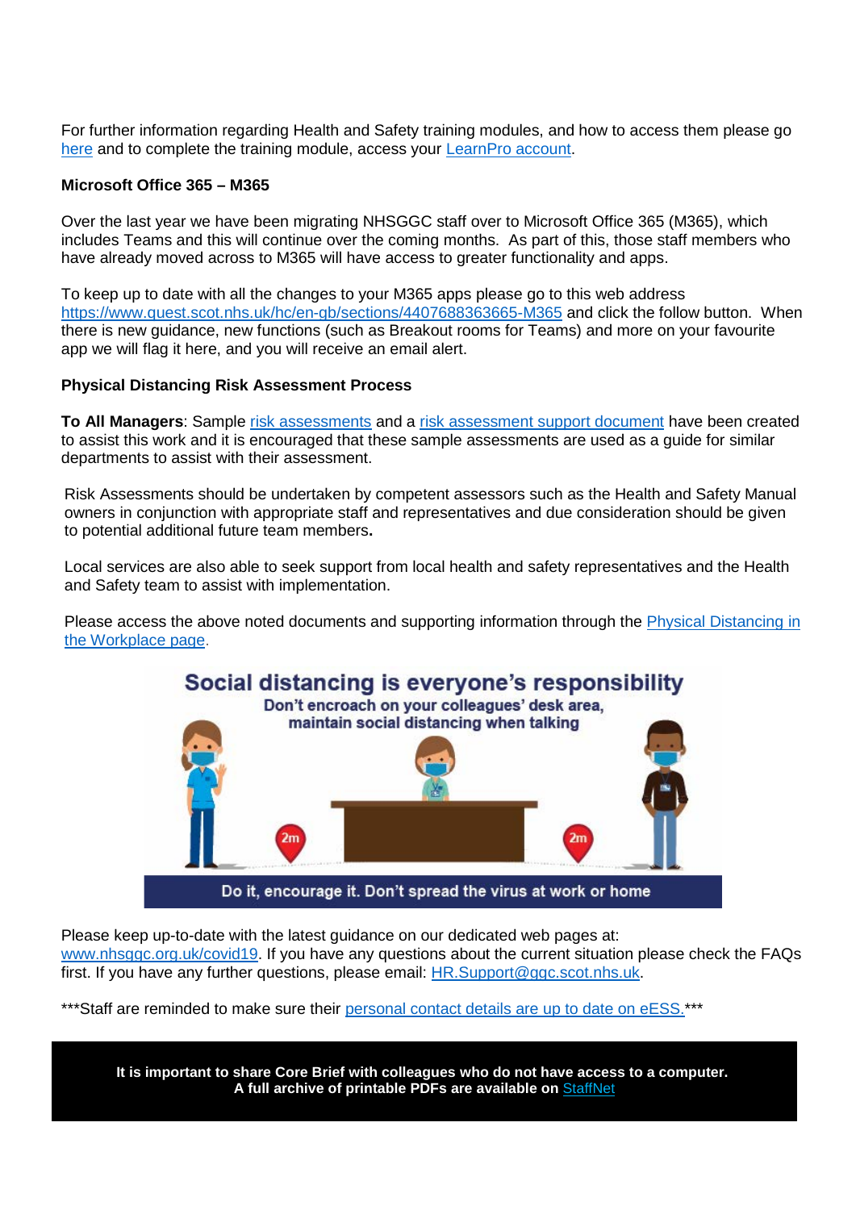For further information regarding Health and Safety training modules, and how to access them please go here and to complete the training module, access your LearnPro account.

**Microsoft Office 365 – M365**

Over the last year we have been migrating NHSGGC staff over to Microsoft Office 365 (M365), which includes Teams and this will continue over the coming months. As part of this, those staff members who have already moved across to M365 will have access to greater functionality and apps.

To keep up to date with all the changes to your M365 apps please go to this web address https://www.quest.scot.nhs.uk/hc/en-gb/sections/4407688363665-M365 and click the follow button. When there is new guidance, new functions (such as Breakout rooms for Teams) and more on your favourite app we will flag it here, and you will receive an email alert.

**Physical Distancing Risk Assessment Process**

**To All Managers**: Sample risk assessments and a risk assessment support document have been created to assist this work and it is encouraged that these sample assessments are used as a guide for similar departments to assist with their assessment.

Risk Assessments should be undertaken by competent assessors such as the Health and Safety Manual owners in conjunction with appropriate staff and representatives and due consideration should be given to potential additional future team members**.**

Local services are also able to seek support from local health and safety representatives and the Health and Safety team to assist with implementation.

Please access the above noted documents and supporting information through the Physical Distancing in the Workplace page.

Social distancing is everyone's responsibility

Don't encroach on your colleagues' desk area, maintain social distancing when talking

2m

2m

Do it, encourage it. Don't spread the virus at work or home

Please keep up-to-date with the latest guidance on our dedicated web pages at: www.nhsggc.org.uk/covid19. If you have any questions about the current situation please check the FAQs first. If you have any further questions, please email: HR.Support@ggc.scot.nhs.uk.

***Staff are reminded to make sure their personal contact details are up to date on eESS.***

**It is important to share Core Brief with colleagues who do not have access to a computer.**
**A full archive of printable PDFs are available on StaffNet**